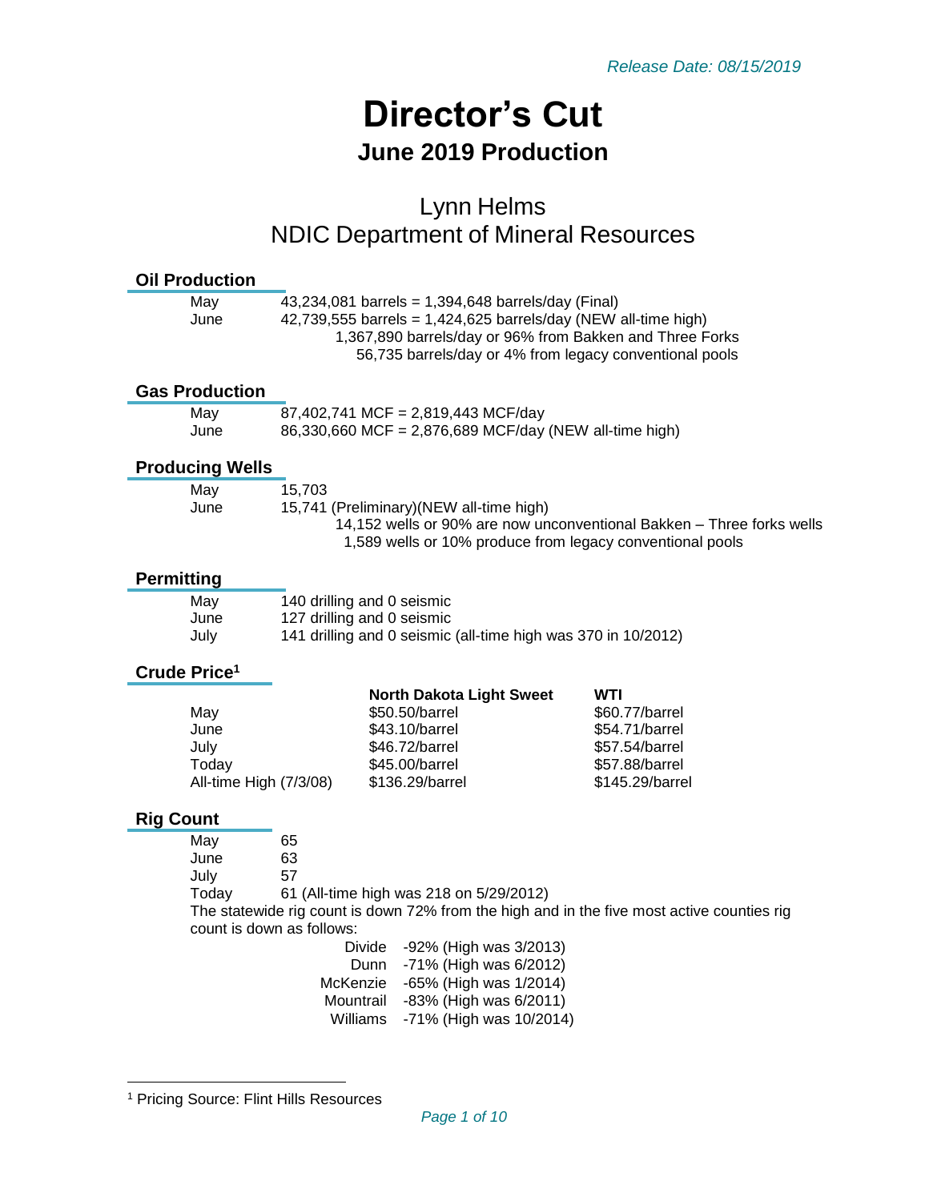*Release Date: 08/15/2019*

# Director's Cut

## June 2019 Production

Lynn Helms
NDIC Department of Mineral Resources

### Oil Production

| | |
|---|---|
| May | 43,234,081 barrels = 1,394,648 barrels/day (Final) |
| June | 42,739,555 barrels = 1,424,625 barrels/day (NEW all-time high) |
| | 1,367,890 barrels/day or 96% from Bakken and Three Forks |
| | 56,735 barrels/day or 4% from legacy conventional pools |

### Gas Production

| | |
|---|---|
| May | 87,402,741 MCF = 2,819,443 MCF/day |
| June | 86,330,660 MCF = 2,876,689 MCF/day (NEW all-time high) |

### Producing Wells

| | |
|---|---|
| May | 15,703 |
| June | 15,741 (Preliminary)(NEW all-time high) |
| | 14,152 wells or 90% are now unconventional Bakken – Three forks wells |
| | 1,589 wells or 10% produce from legacy conventional pools |

### Permitting

| | |
|---|---|
| May | 140 drilling and 0 seismic |
| June | 127 drilling and 0 seismic |
| July | 141 drilling and 0 seismic (all-time high was 370 in 10/2012) |

### Crude Price[1]

| | North Dakota Light Sweet | WTI |
|---|---|---|
| May | \$50.50/barrel | \$60.77/barrel |
| June | \$43.10/barrel | \$54.71/barrel |
| July | \$46.72/barrel | \$57.54/barrel |
| Today | \$45.00/barrel | \$57.88/barrel |
| All-time High (7/3/08) | \$136.29/barrel | \$145.29/barrel |

### Rig Count

| | |
|---|---|
| May | 65 |
| June | 63 |
| July | 57 |
| Today | 61 (All-time high was 218 on 5/29/2012) |

The statewide rig count is down 72% from the high and in the five most active counties rig count is down as follows:

| | |
|---|---|
| Divide | -92% (High was 3/2013) |
| Dunn | -71% (High was 6/2012) |
| McKenzie | -65% (High was 1/2014) |
| Mountrail | -83% (High was 6/2011) |
| Williams | -71% (High was 10/2014) |

[1] Pricing Source: Flint Hills Resources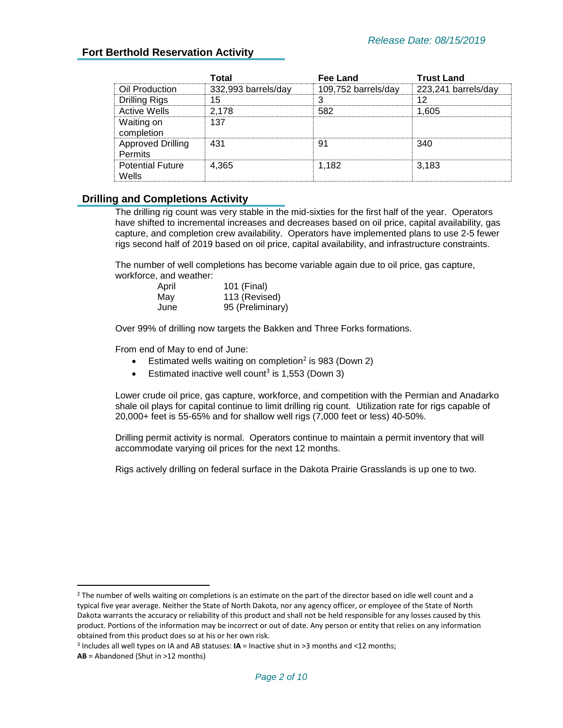*Release Date: 08/15/2019*

## Fort Berthold Reservation Activity

| | Total | Fee Land | Trust Land |
|---|---|---|---|
| Oil Production | 332,993 barrels/day | 109,752 barrels/day | 223,241 barrels/day |
| Drilling Rigs | 15 | 3 | 12 |
| Active Wells | 2,178 | 582 | 1,605 |
| Waiting on completion | 137 | | |
| Approved Drilling Permits | 431 | 91 | 340 |
| Potential Future Wells | 4,365 | 1,182 | 3,183 |

## Drilling and Completions Activity

The drilling rig count was very stable in the mid-sixties for the first half of the year. Operators have shifted to incremental increases and decreases based on oil price, capital availability, gas capture, and completion crew availability. Operators have implemented plans to use 2-5 fewer rigs second half of 2019 based on oil price, capital availability, and infrastructure constraints.

The number of well completions has become variable again due to oil price, gas capture, workforce, and weather:

| | |
|---|---|
| April | 101 (Final) |
| May | 113 (Revised) |
| June | 95 (Preliminary) |

Over 99% of drilling now targets the Bakken and Three Forks formations.

From end of May to end of June:

- Estimated wells waiting on completion[2] is 983 (Down 2)
- Estimated inactive well count[3] is 1,553 (Down 3)

Lower crude oil price, gas capture, workforce, and competition with the Permian and Anadarko shale oil plays for capital continue to limit drilling rig count. Utilization rate for rigs capable of 20,000+ feet is 55-65% and for shallow well rigs (7,000 feet or less) 40-50%.

Drilling permit activity is normal. Operators continue to maintain a permit inventory that will accommodate varying oil prices for the next 12 months.

Rigs actively drilling on federal surface in the Dakota Prairie Grasslands is up one to two.

---

[2] The number of wells waiting on completions is an estimate on the part of the director based on idle well count and a typical five year average. Neither the State of North Dakota, nor any agency officer, or employee of the State of North Dakota warrants the accuracy or reliability of this product and shall not be held responsible for any losses caused by this product. Portions of the information may be incorrect or out of date. Any person or entity that relies on any information obtained from this product does so at his or her own risk.

[3] Includes all well types on IA and AB statuses: **IA** = Inactive shut in >3 months and <12 months;
**AB** = Abandoned (Shut in >12 months)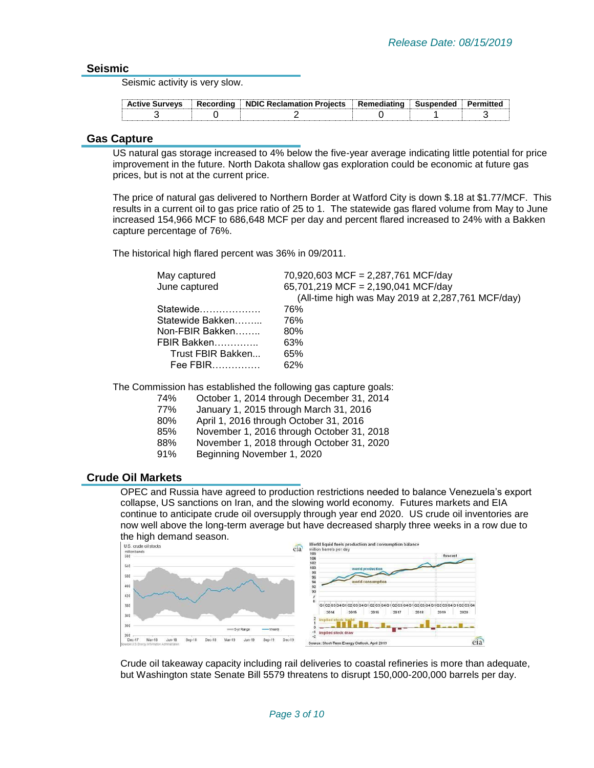*Release Date: 08/15/2019*

## Seismic

Seismic activity is very slow.

| Active Surveys | Recording | NDIC Reclamation Projects | Remediating | Suspended | Permitted |
|---|---|---|---|---|---|
| 3 | 0 | 2 | 0 | 1 | 3 |

## Gas Capture

US natural gas storage increased to 4% below the five-year average indicating little potential for price improvement in the future. North Dakota shallow gas exploration could be economic at future gas prices, but is not at the current price.

The price of natural gas delivered to Northern Border at Watford City is down $.18 at $1.77/MCF. This results in a current oil to gas price ratio of 25 to 1. The statewide gas flared volume from May to June increased 154,966 MCF to 686,648 MCF per day and percent flared increased to 24% with a Bakken capture percentage of 76%.

The historical high flared percent was 36% in 09/2011.

| | |
|---|---|
| May captured | 70,920,603 MCF = 2,287,761 MCF/day |
| June captured | 65,701,219 MCF = 2,190,041 MCF/day |
| | (All-time high was May 2019 at 2,287,761 MCF/day) |
| Statewide……………… | 76% |
| Statewide Bakken……... | 76% |
| Non-FBIR Bakken…….. | 80% |
| FBIR Bakken………….. | 63% |
| Trust FBIR Bakken... | 65% |
| Fee FBIR…………… | 62% |

The Commission has established the following gas capture goals:

| | |
|---|---|
| 74% | October 1, 2014 through December 31, 2014 |
| 77% | January 1, 2015 through March 31, 2016 |
| 80% | April 1, 2016 through October 31, 2016 |
| 85% | November 1, 2016 through October 31, 2018 |
| 88% | November 1, 2018 through October 31, 2020 |
| 91% | Beginning November 1, 2020 |

## Crude Oil Markets

OPEC and Russia have agreed to production restrictions needed to balance Venezuela's export collapse, US sanctions on Iran, and the slowing world economy. Futures markets and EIA continue to anticipate crude oil oversupply through year end 2020. US crude oil inventories are now well above the long-term average but have decreased sharply three weeks in a row due to the high demand season.

Crude oil takeaway capacity including rail deliveries to coastal refineries is more than adequate, but Washington state Senate Bill 5579 threatens to disrupt 150,000-200,000 barrels per day.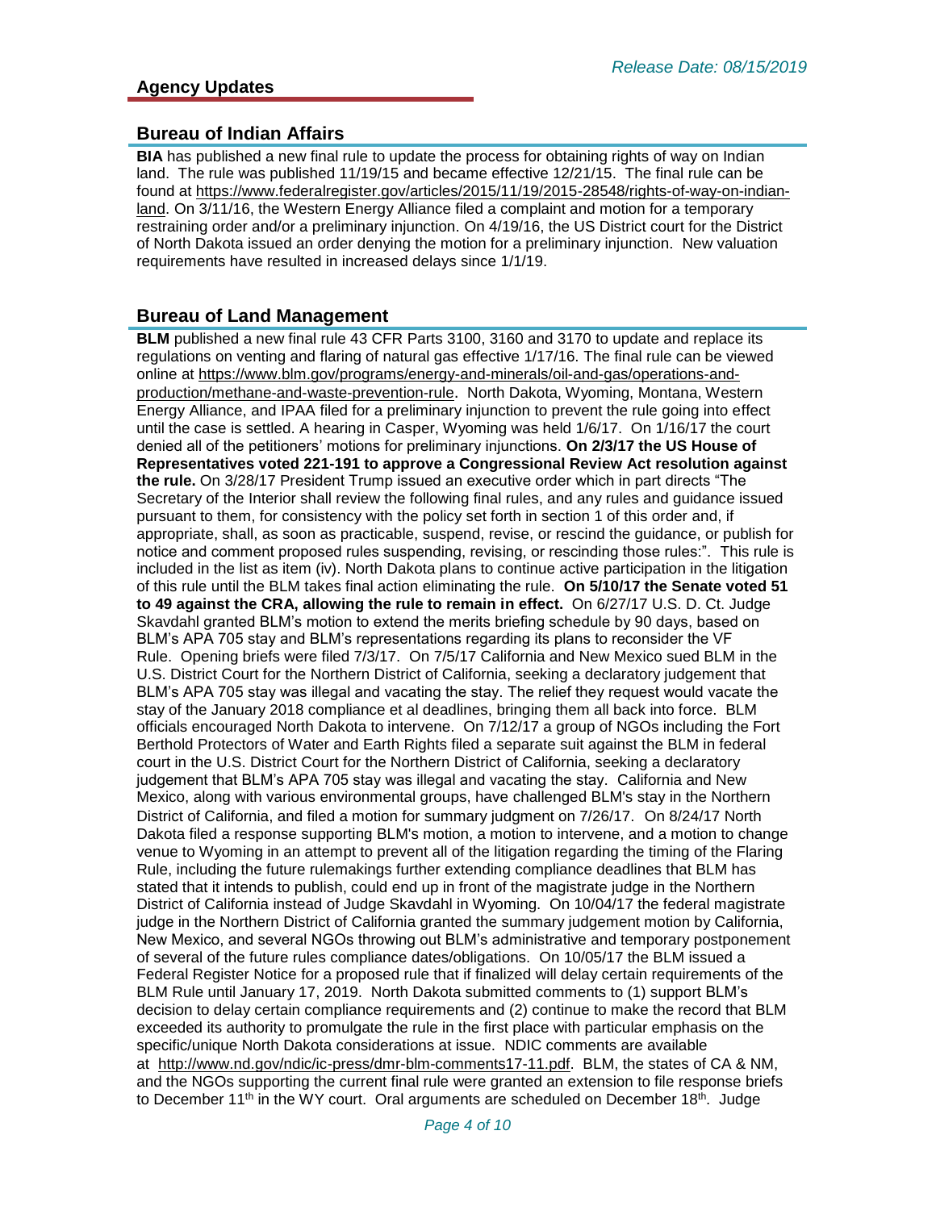*Release Date: 08/15/2019*

## Agency Updates

### Bureau of Indian Affairs

**BIA** has published a new final rule to update the process for obtaining rights of way on Indian land. The rule was published 11/19/15 and became effective 12/21/15. The final rule can be found at https://www.federalregister.gov/articles/2015/11/19/2015-28548/rights-of-way-on-indian-land. On 3/11/16, the Western Energy Alliance filed a complaint and motion for a temporary restraining order and/or a preliminary injunction. On 4/19/16, the US District court for the District of North Dakota issued an order denying the motion for a preliminary injunction. New valuation requirements have resulted in increased delays since 1/1/19.

### Bureau of Land Management

**BLM** published a new final rule 43 CFR Parts 3100, 3160 and 3170 to update and replace its regulations on venting and flaring of natural gas effective 1/17/16. The final rule can be viewed online at https://www.blm.gov/programs/energy-and-minerals/oil-and-gas/operations-and-production/methane-and-waste-prevention-rule. North Dakota, Wyoming, Montana, Western Energy Alliance, and IPAA filed for a preliminary injunction to prevent the rule going into effect until the case is settled. A hearing in Casper, Wyoming was held 1/6/17. On 1/16/17 the court denied all of the petitioners' motions for preliminary injunctions. **On 2/3/17 the US House of Representatives voted 221-191 to approve a Congressional Review Act resolution against the rule.** On 3/28/17 President Trump issued an executive order which in part directs "The Secretary of the Interior shall review the following final rules, and any rules and guidance issued pursuant to them, for consistency with the policy set forth in section 1 of this order and, if appropriate, shall, as soon as practicable, suspend, revise, or rescind the guidance, or publish for notice and comment proposed rules suspending, revising, or rescinding those rules:". This rule is included in the list as item (iv). North Dakota plans to continue active participation in the litigation of this rule until the BLM takes final action eliminating the rule. **On 5/10/17 the Senate voted 51 to 49 against the CRA, allowing the rule to remain in effect.** On 6/27/17 U.S. D. Ct. Judge Skavdahl granted BLM's motion to extend the merits briefing schedule by 90 days, based on BLM's APA 705 stay and BLM's representations regarding its plans to reconsider the VF Rule. Opening briefs were filed 7/3/17. On 7/5/17 California and New Mexico sued BLM in the U.S. District Court for the Northern District of California, seeking a declaratory judgement that BLM's APA 705 stay was illegal and vacating the stay. The relief they request would vacate the stay of the January 2018 compliance et al deadlines, bringing them all back into force. BLM officials encouraged North Dakota to intervene. On 7/12/17 a group of NGOs including the Fort Berthold Protectors of Water and Earth Rights filed a separate suit against the BLM in federal court in the U.S. District Court for the Northern District of California, seeking a declaratory judgement that BLM's APA 705 stay was illegal and vacating the stay. California and New Mexico, along with various environmental groups, have challenged BLM's stay in the Northern District of California, and filed a motion for summary judgment on 7/26/17. On 8/24/17 North Dakota filed a response supporting BLM's motion, a motion to intervene, and a motion to change venue to Wyoming in an attempt to prevent all of the litigation regarding the timing of the Flaring Rule, including the future rulemakings further extending compliance deadlines that BLM has stated that it intends to publish, could end up in front of the magistrate judge in the Northern District of California instead of Judge Skavdahl in Wyoming. On 10/04/17 the federal magistrate judge in the Northern District of California granted the summary judgement motion by California, New Mexico, and several NGOs throwing out BLM's administrative and temporary postponement of several of the future rules compliance dates/obligations. On 10/05/17 the BLM issued a Federal Register Notice for a proposed rule that if finalized will delay certain requirements of the BLM Rule until January 17, 2019. North Dakota submitted comments to (1) support BLM's decision to delay certain compliance requirements and (2) continue to make the record that BLM exceeded its authority to promulgate the rule in the first place with particular emphasis on the specific/unique North Dakota considerations at issue. NDIC comments are available at http://www.nd.gov/ndic/ic-press/dmr-blm-comments17-11.pdf. BLM, the states of CA & NM, and the NGOs supporting the current final rule were granted an extension to file response briefs to December 11th in the WY court. Oral arguments are scheduled on December 18th. Judge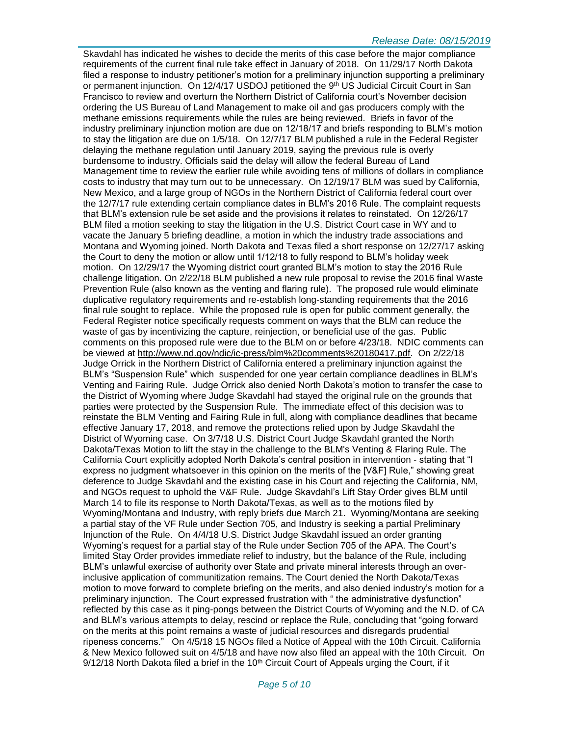Skavdahl has indicated he wishes to decide the merits of this case before the major compliance requirements of the current final rule take effect in January of 2018. On 11/29/17 North Dakota filed a response to industry petitioner's motion for a preliminary injunction supporting a preliminary or permanent injunction. On 12/4/17 USDOJ petitioned the 9th US Judicial Circuit Court in San Francisco to review and overturn the Northern District of California court's November decision ordering the US Bureau of Land Management to make oil and gas producers comply with the methane emissions requirements while the rules are being reviewed. Briefs in favor of the industry preliminary injunction motion are due on 12/18/17 and briefs responding to BLM's motion to stay the litigation are due on 1/5/18. On 12/7/17 BLM published a rule in the Federal Register delaying the methane regulation until January 2019, saying the previous rule is overly burdensome to industry. Officials said the delay will allow the federal Bureau of Land Management time to review the earlier rule while avoiding tens of millions of dollars in compliance costs to industry that may turn out to be unnecessary. On 12/19/17 BLM was sued by California, New Mexico, and a large group of NGOs in the Northern District of California federal court over the 12/7/17 rule extending certain compliance dates in BLM's 2016 Rule. The complaint requests that BLM's extension rule be set aside and the provisions it relates to reinstated. On 12/26/17 BLM filed a motion seeking to stay the litigation in the U.S. District Court case in WY and to vacate the January 5 briefing deadline, a motion in which the industry trade associations and Montana and Wyoming joined. North Dakota and Texas filed a short response on 12/27/17 asking the Court to deny the motion or allow until 1/12/18 to fully respond to BLM's holiday week motion. On 12/29/17 the Wyoming district court granted BLM's motion to stay the 2016 Rule challenge litigation. On 2/22/18 BLM published a new rule proposal to revise the 2016 final Waste Prevention Rule (also known as the venting and flaring rule). The proposed rule would eliminate duplicative regulatory requirements and re-establish long-standing requirements that the 2016 final rule sought to replace. While the proposed rule is open for public comment generally, the Federal Register notice specifically requests comment on ways that the BLM can reduce the waste of gas by incentivizing the capture, reinjection, or beneficial use of the gas. Public comments on this proposed rule were due to the BLM on or before 4/23/18. NDIC comments can be viewed at http://www.nd.gov/ndic/ic-press/blm%20comments%20180417.pdf. On 2/22/18 Judge Orrick in the Northern District of California entered a preliminary injunction against the BLM's "Suspension Rule" which suspended for one year certain compliance deadlines in BLM's Venting and Fairing Rule. Judge Orrick also denied North Dakota's motion to transfer the case to the District of Wyoming where Judge Skavdahl had stayed the original rule on the grounds that parties were protected by the Suspension Rule. The immediate effect of this decision was to reinstate the BLM Venting and Fairing Rule in full, along with compliance deadlines that became effective January 17, 2018, and remove the protections relied upon by Judge Skavdahl the District of Wyoming case. On 3/7/18 U.S. District Court Judge Skavdahl granted the North Dakota/Texas Motion to lift the stay in the challenge to the BLM's Venting & Flaring Rule. The California Court explicitly adopted North Dakota's central position in intervention - stating that "I express no judgment whatsoever in this opinion on the merits of the [V&F] Rule," showing great deference to Judge Skavdahl and the existing case in his Court and rejecting the California, NM, and NGOs request to uphold the V&F Rule. Judge Skavdahl's Lift Stay Order gives BLM until March 14 to file its response to North Dakota/Texas, as well as to the motions filed by Wyoming/Montana and Industry, with reply briefs due March 21. Wyoming/Montana are seeking a partial stay of the VF Rule under Section 705, and Industry is seeking a partial Preliminary Injunction of the Rule. On 4/4/18 U.S. District Judge Skavdahl issued an order granting Wyoming's request for a partial stay of the Rule under Section 705 of the APA. The Court's limited Stay Order provides immediate relief to industry, but the balance of the Rule, including BLM's unlawful exercise of authority over State and private mineral interests through an over-inclusive application of communitization remains. The Court denied the North Dakota/Texas motion to move forward to complete briefing on the merits, and also denied industry's motion for a preliminary injunction. The Court expressed frustration with " the administrative dysfunction" reflected by this case as it ping-pongs between the District Courts of Wyoming and the N.D. of CA and BLM's various attempts to delay, rescind or replace the Rule, concluding that "going forward on the merits at this point remains a waste of judicial resources and disregards prudential ripeness concerns." On 4/5/18 15 NGOs filed a Notice of Appeal with the 10th Circuit. California & New Mexico followed suit on 4/5/18 and have now also filed an appeal with the 10th Circuit. On 9/12/18 North Dakota filed a brief in the 10th Circuit Court of Appeals urging the Court, if it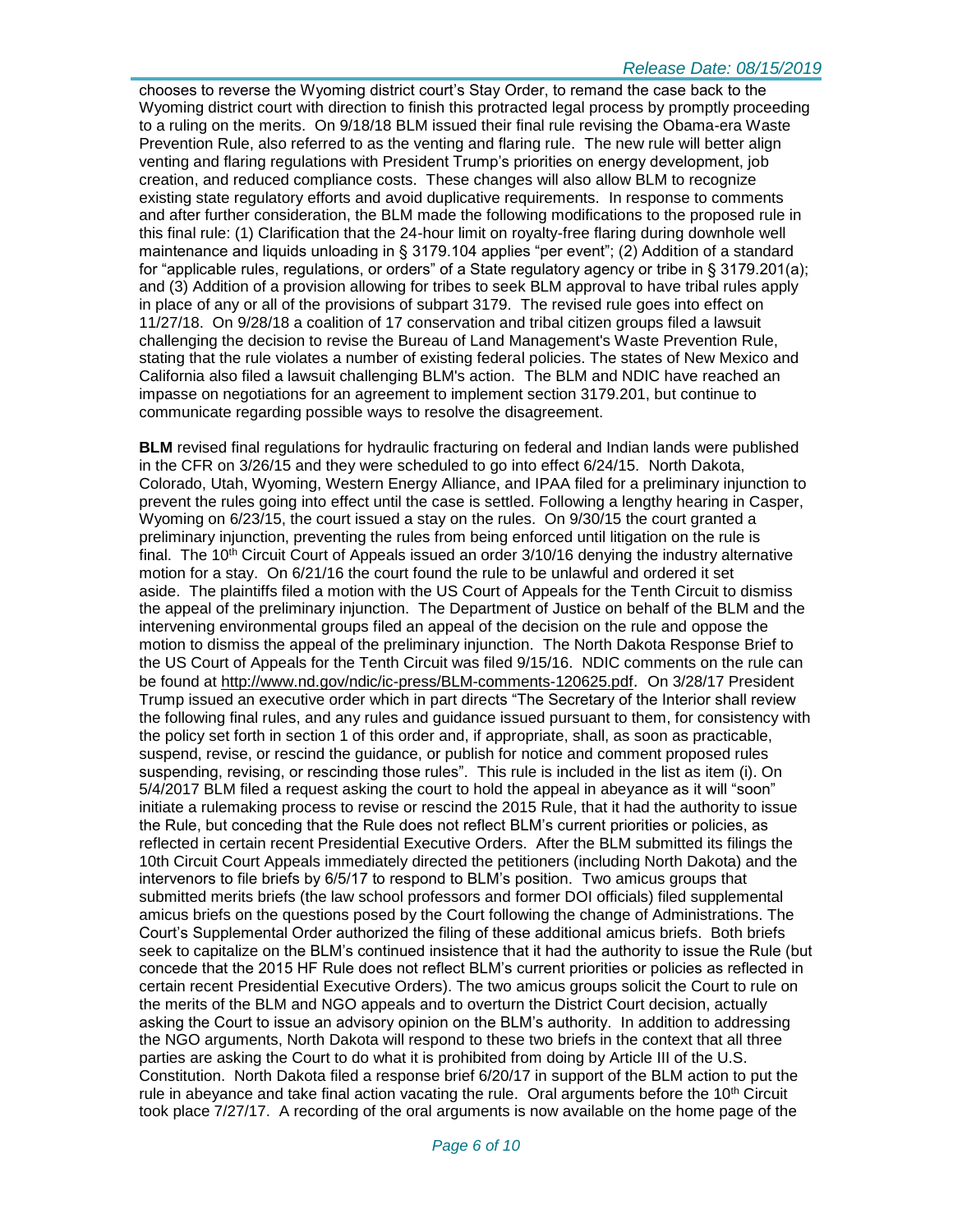chooses to reverse the Wyoming district court's Stay Order, to remand the case back to the Wyoming district court with direction to finish this protracted legal process by promptly proceeding to a ruling on the merits. On 9/18/18 BLM issued their final rule revising the Obama-era Waste Prevention Rule, also referred to as the venting and flaring rule. The new rule will better align venting and flaring regulations with President Trump's priorities on energy development, job creation, and reduced compliance costs. These changes will also allow BLM to recognize existing state regulatory efforts and avoid duplicative requirements. In response to comments and after further consideration, the BLM made the following modifications to the proposed rule in this final rule: (1) Clarification that the 24-hour limit on royalty-free flaring during downhole well maintenance and liquids unloading in § 3179.104 applies "per event"; (2) Addition of a standard for "applicable rules, regulations, or orders" of a State regulatory agency or tribe in § 3179.201(a); and (3) Addition of a provision allowing for tribes to seek BLM approval to have tribal rules apply in place of any or all of the provisions of subpart 3179. The revised rule goes into effect on 11/27/18. On 9/28/18 a coalition of 17 conservation and tribal citizen groups filed a lawsuit challenging the decision to revise the Bureau of Land Management's Waste Prevention Rule, stating that the rule violates a number of existing federal policies. The states of New Mexico and California also filed a lawsuit challenging BLM's action. The BLM and NDIC have reached an impasse on negotiations for an agreement to implement section 3179.201, but continue to communicate regarding possible ways to resolve the disagreement.

**BLM** revised final regulations for hydraulic fracturing on federal and Indian lands were published in the CFR on 3/26/15 and they were scheduled to go into effect 6/24/15. North Dakota, Colorado, Utah, Wyoming, Western Energy Alliance, and IPAA filed for a preliminary injunction to prevent the rules going into effect until the case is settled. Following a lengthy hearing in Casper, Wyoming on 6/23/15, the court issued a stay on the rules. On 9/30/15 the court granted a preliminary injunction, preventing the rules from being enforced until litigation on the rule is final. The 10th Circuit Court of Appeals issued an order 3/10/16 denying the industry alternative motion for a stay. On 6/21/16 the court found the rule to be unlawful and ordered it set aside. The plaintiffs filed a motion with the US Court of Appeals for the Tenth Circuit to dismiss the appeal of the preliminary injunction. The Department of Justice on behalf of the BLM and the intervening environmental groups filed an appeal of the decision on the rule and oppose the motion to dismiss the appeal of the preliminary injunction. The North Dakota Response Brief to the US Court of Appeals for the Tenth Circuit was filed 9/15/16. NDIC comments on the rule can be found at http://www.nd.gov/ndic/ic-press/BLM-comments-120625.pdf. On 3/28/17 President Trump issued an executive order which in part directs "The Secretary of the Interior shall review the following final rules, and any rules and guidance issued pursuant to them, for consistency with the policy set forth in section 1 of this order and, if appropriate, shall, as soon as practicable, suspend, revise, or rescind the guidance, or publish for notice and comment proposed rules suspending, revising, or rescinding those rules". This rule is included in the list as item (i). On 5/4/2017 BLM filed a request asking the court to hold the appeal in abeyance as it will "soon" initiate a rulemaking process to revise or rescind the 2015 Rule, that it had the authority to issue the Rule, but conceding that the Rule does not reflect BLM's current priorities or policies, as reflected in certain recent Presidential Executive Orders. After the BLM submitted its filings the 10th Circuit Court Appeals immediately directed the petitioners (including North Dakota) and the intervenors to file briefs by 6/5/17 to respond to BLM's position. Two amicus groups that submitted merits briefs (the law school professors and former DOI officials) filed supplemental amicus briefs on the questions posed by the Court following the change of Administrations. The Court's Supplemental Order authorized the filing of these additional amicus briefs. Both briefs seek to capitalize on the BLM's continued insistence that it had the authority to issue the Rule (but concede that the 2015 HF Rule does not reflect BLM's current priorities or policies as reflected in certain recent Presidential Executive Orders). The two amicus groups solicit the Court to rule on the merits of the BLM and NGO appeals and to overturn the District Court decision, actually asking the Court to issue an advisory opinion on the BLM's authority. In addition to addressing the NGO arguments, North Dakota will respond to these two briefs in the context that all three parties are asking the Court to do what it is prohibited from doing by Article III of the U.S. Constitution. North Dakota filed a response brief 6/20/17 in support of the BLM action to put the rule in abeyance and take final action vacating the rule. Oral arguments before the 10th Circuit took place 7/27/17. A recording of the oral arguments is now available on the home page of the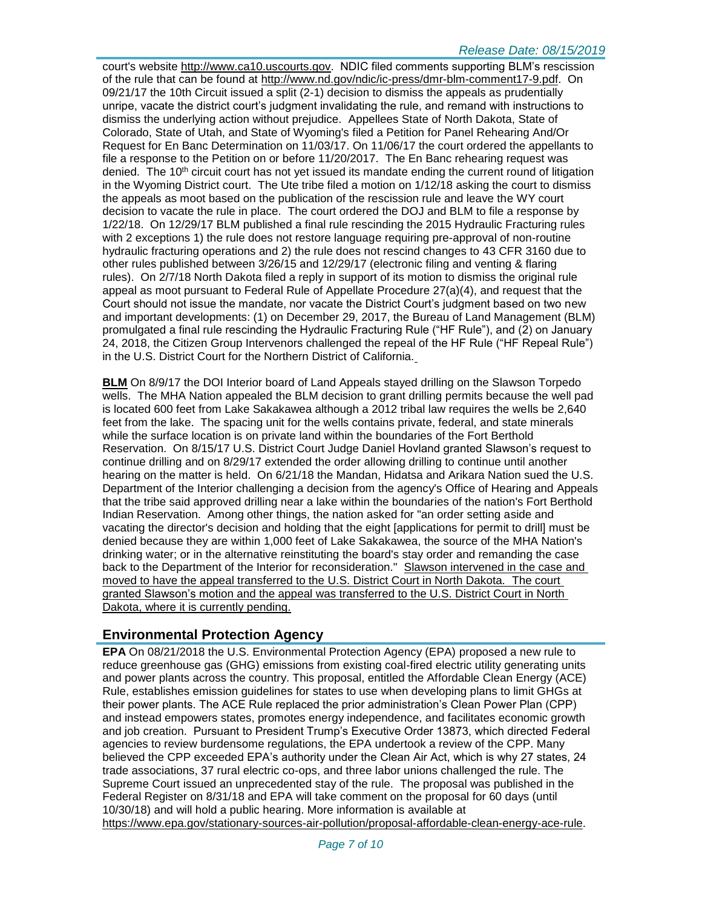court's website http://www.ca10.uscourts.gov. NDIC filed comments supporting BLM's rescission of the rule that can be found at http://www.nd.gov/ndic/ic-press/dmr-blm-comment17-9.pdf. On 09/21/17 the 10th Circuit issued a split (2-1) decision to dismiss the appeals as prudentially unripe, vacate the district court's judgment invalidating the rule, and remand with instructions to dismiss the underlying action without prejudice. Appellees State of North Dakota, State of Colorado, State of Utah, and State of Wyoming's filed a Petition for Panel Rehearing And/Or Request for En Banc Determination on 11/03/17. On 11/06/17 the court ordered the appellants to file a response to the Petition on or before 11/20/2017. The En Banc rehearing request was denied. The 10th circuit court has not yet issued its mandate ending the current round of litigation in the Wyoming District court. The Ute tribe filed a motion on 1/12/18 asking the court to dismiss the appeals as moot based on the publication of the rescission rule and leave the WY court decision to vacate the rule in place. The court ordered the DOJ and BLM to file a response by 1/22/18. On 12/29/17 BLM published a final rule rescinding the 2015 Hydraulic Fracturing rules with 2 exceptions 1) the rule does not restore language requiring pre-approval of non-routine hydraulic fracturing operations and 2) the rule does not rescind changes to 43 CFR 3160 due to other rules published between 3/26/15 and 12/29/17 (electronic filing and venting & flaring rules). On 2/7/18 North Dakota filed a reply in support of its motion to dismiss the original rule appeal as moot pursuant to Federal Rule of Appellate Procedure 27(a)(4), and request that the Court should not issue the mandate, nor vacate the District Court's judgment based on two new and important developments: (1) on December 29, 2017, the Bureau of Land Management (BLM) promulgated a final rule rescinding the Hydraulic Fracturing Rule ("HF Rule"), and (2) on January 24, 2018, the Citizen Group Intervenors challenged the repeal of the HF Rule ("HF Repeal Rule") in the U.S. District Court for the Northern District of California.

**BLM** On 8/9/17 the DOI Interior board of Land Appeals stayed drilling on the Slawson Torpedo wells. The MHA Nation appealed the BLM decision to grant drilling permits because the well pad is located 600 feet from Lake Sakakawea although a 2012 tribal law requires the wells be 2,640 feet from the lake. The spacing unit for the wells contains private, federal, and state minerals while the surface location is on private land within the boundaries of the Fort Berthold Reservation. On 8/15/17 U.S. District Court Judge Daniel Hovland granted Slawson's request to continue drilling and on 8/29/17 extended the order allowing drilling to continue until another hearing on the matter is held. On 6/21/18 the Mandan, Hidatsa and Arikara Nation sued the U.S. Department of the Interior challenging a decision from the agency's Office of Hearing and Appeals that the tribe said approved drilling near a lake within the boundaries of the nation's Fort Berthold Indian Reservation. Among other things, the nation asked for "an order setting aside and vacating the director's decision and holding that the eight [applications for permit to drill] must be denied because they are within 1,000 feet of Lake Sakakawea, the source of the MHA Nation's drinking water; or in the alternative reinstituting the board's stay order and remanding the case back to the Department of the Interior for reconsideration." Slawson intervened in the case and moved to have the appeal transferred to the U.S. District Court in North Dakota. The court granted Slawson's motion and the appeal was transferred to the U.S. District Court in North Dakota, where it is currently pending.

## Environmental Protection Agency

**EPA** On 08/21/2018 the U.S. Environmental Protection Agency (EPA) proposed a new rule to reduce greenhouse gas (GHG) emissions from existing coal-fired electric utility generating units and power plants across the country. This proposal, entitled the Affordable Clean Energy (ACE) Rule, establishes emission guidelines for states to use when developing plans to limit GHGs at their power plants. The ACE Rule replaced the prior administration's Clean Power Plan (CPP) and instead empowers states, promotes energy independence, and facilitates economic growth and job creation. Pursuant to President Trump's Executive Order 13873, which directed Federal agencies to review burdensome regulations, the EPA undertook a review of the CPP. Many believed the CPP exceeded EPA's authority under the Clean Air Act, which is why 27 states, 24 trade associations, 37 rural electric co-ops, and three labor unions challenged the rule. The Supreme Court issued an unprecedented stay of the rule. The proposal was published in the Federal Register on 8/31/18 and EPA will take comment on the proposal for 60 days (until 10/30/18) and will hold a public hearing. More information is available at https://www.epa.gov/stationary-sources-air-pollution/proposal-affordable-clean-energy-ace-rule.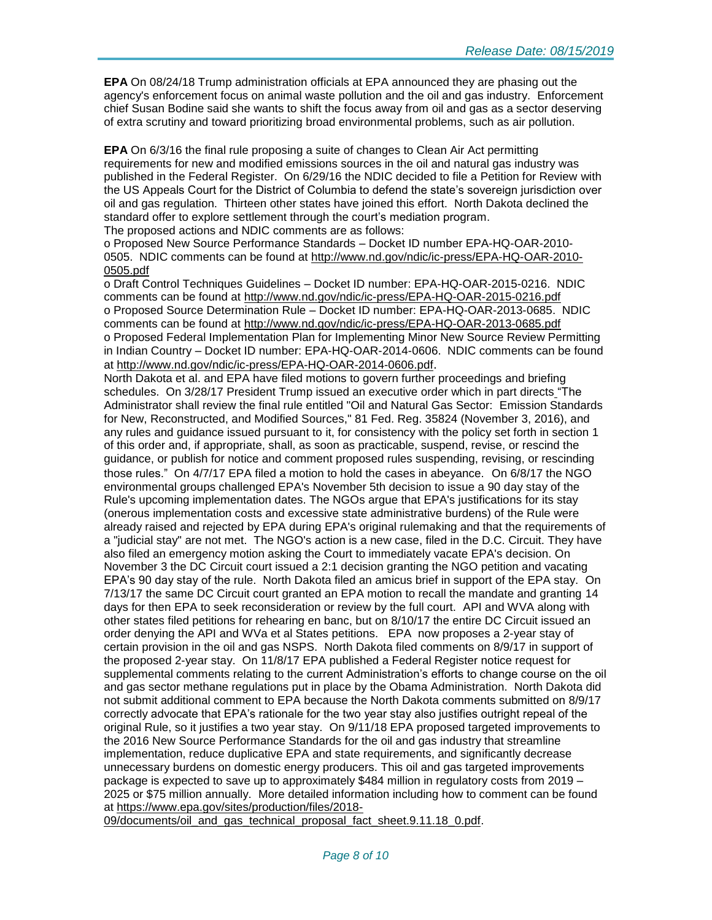**EPA** On 08/24/18 Trump administration officials at EPA announced they are phasing out the agency's enforcement focus on animal waste pollution and the oil and gas industry. Enforcement chief Susan Bodine said she wants to shift the focus away from oil and gas as a sector deserving of extra scrutiny and toward prioritizing broad environmental problems, such as air pollution.

**EPA** On 6/3/16 the final rule proposing a suite of changes to Clean Air Act permitting requirements for new and modified emissions sources in the oil and natural gas industry was published in the Federal Register. On 6/29/16 the NDIC decided to file a Petition for Review with the US Appeals Court for the District of Columbia to defend the state's sovereign jurisdiction over oil and gas regulation. Thirteen other states have joined this effort. North Dakota declined the standard offer to explore settlement through the court's mediation program.
The proposed actions and NDIC comments are as follows:

o Proposed New Source Performance Standards – Docket ID number EPA-HQ-OAR-2010-0505. NDIC comments can be found at http://www.nd.gov/ndic/ic-press/EPA-HQ-OAR-2010-0505.pdf

o Draft Control Techniques Guidelines – Docket ID number: EPA-HQ-OAR-2015-0216. NDIC comments can be found at http://www.nd.gov/ndic/ic-press/EPA-HQ-OAR-2015-0216.pdf

o Proposed Source Determination Rule – Docket ID number: EPA-HQ-OAR-2013-0685. NDIC comments can be found at http://www.nd.gov/ndic/ic-press/EPA-HQ-OAR-2013-0685.pdf

o Proposed Federal Implementation Plan for Implementing Minor New Source Review Permitting in Indian Country – Docket ID number: EPA-HQ-OAR-2014-0606. NDIC comments can be found at http://www.nd.gov/ndic/ic-press/EPA-HQ-OAR-2014-0606.pdf.

North Dakota et al. and EPA have filed motions to govern further proceedings and briefing schedules. On 3/28/17 President Trump issued an executive order which in part directs "The Administrator shall review the final rule entitled "Oil and Natural Gas Sector: Emission Standards for New, Reconstructed, and Modified Sources," 81 Fed. Reg. 35824 (November 3, 2016), and any rules and guidance issued pursuant to it, for consistency with the policy set forth in section 1 of this order and, if appropriate, shall, as soon as practicable, suspend, revise, or rescind the guidance, or publish for notice and comment proposed rules suspending, revising, or rescinding those rules." On 4/7/17 EPA filed a motion to hold the cases in abeyance. On 6/8/17 the NGO environmental groups challenged EPA's November 5th decision to issue a 90 day stay of the Rule's upcoming implementation dates. The NGOs argue that EPA's justifications for its stay (onerous implementation costs and excessive state administrative burdens) of the Rule were already raised and rejected by EPA during EPA's original rulemaking and that the requirements of a "judicial stay" are not met. The NGO's action is a new case, filed in the D.C. Circuit. They have also filed an emergency motion asking the Court to immediately vacate EPA's decision. On November 3 the DC Circuit court issued a 2:1 decision granting the NGO petition and vacating EPA's 90 day stay of the rule. North Dakota filed an amicus brief in support of the EPA stay. On 7/13/17 the same DC Circuit court granted an EPA motion to recall the mandate and granting 14 days for then EPA to seek reconsideration or review by the full court. API and WVA along with other states filed petitions for rehearing en banc, but on 8/10/17 the entire DC Circuit issued an order denying the API and WVa et al States petitions. EPA now proposes a 2-year stay of certain provision in the oil and gas NSPS. North Dakota filed comments on 8/9/17 in support of the proposed 2-year stay. On 11/8/17 EPA published a Federal Register notice request for supplemental comments relating to the current Administration's efforts to change course on the oil and gas sector methane regulations put in place by the Obama Administration. North Dakota did not submit additional comment to EPA because the North Dakota comments submitted on 8/9/17 correctly advocate that EPA's rationale for the two year stay also justifies outright repeal of the original Rule, so it justifies a two year stay. On 9/11/18 EPA proposed targeted improvements to the 2016 New Source Performance Standards for the oil and gas industry that streamline implementation, reduce duplicative EPA and state requirements, and significantly decrease unnecessary burdens on domestic energy producers. This oil and gas targeted improvements package is expected to save up to approximately $484 million in regulatory costs from 2019 – 2025 or $75 million annually. More detailed information including how to comment can be found at https://www.epa.gov/sites/production/files/2018-09/documents/oil_and_gas_technical_proposal_fact_sheet.9.11.18_0.pdf.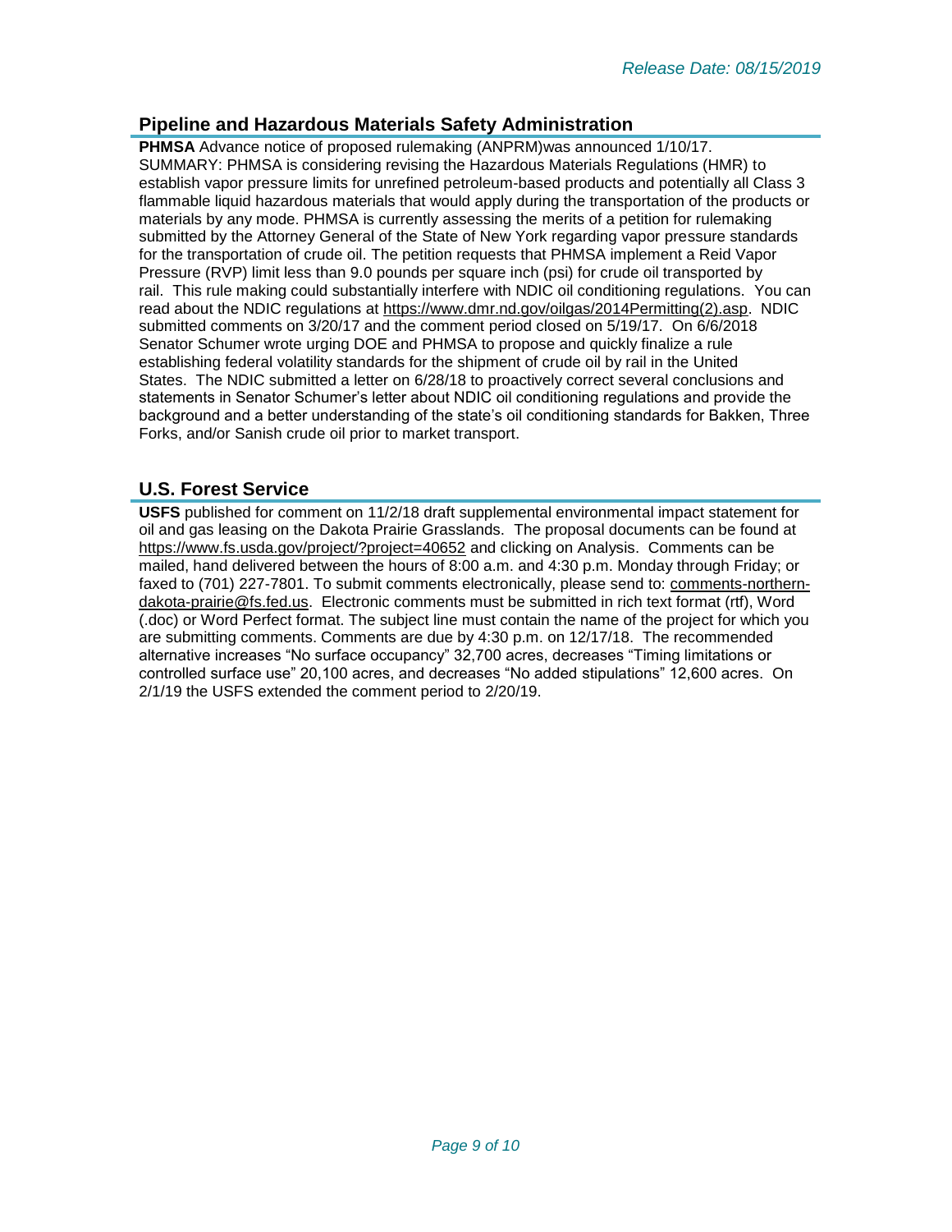## Pipeline and Hazardous Materials Safety Administration

**PHMSA** Advance notice of proposed rulemaking (ANPRM)was announced 1/10/17. SUMMARY: PHMSA is considering revising the Hazardous Materials Regulations (HMR) to establish vapor pressure limits for unrefined petroleum-based products and potentially all Class 3 flammable liquid hazardous materials that would apply during the transportation of the products or materials by any mode. PHMSA is currently assessing the merits of a petition for rulemaking submitted by the Attorney General of the State of New York regarding vapor pressure standards for the transportation of crude oil. The petition requests that PHMSA implement a Reid Vapor Pressure (RVP) limit less than 9.0 pounds per square inch (psi) for crude oil transported by rail. This rule making could substantially interfere with NDIC oil conditioning regulations. You can read about the NDIC regulations at https://www.dmr.nd.gov/oilgas/2014Permitting(2).asp. NDIC submitted comments on 3/20/17 and the comment period closed on 5/19/17. On 6/6/2018 Senator Schumer wrote urging DOE and PHMSA to propose and quickly finalize a rule establishing federal volatility standards for the shipment of crude oil by rail in the United States. The NDIC submitted a letter on 6/28/18 to proactively correct several conclusions and statements in Senator Schumer's letter about NDIC oil conditioning regulations and provide the background and a better understanding of the state's oil conditioning standards for Bakken, Three Forks, and/or Sanish crude oil prior to market transport.

## U.S. Forest Service

**USFS** published for comment on 11/2/18 draft supplemental environmental impact statement for oil and gas leasing on the Dakota Prairie Grasslands. The proposal documents can be found at https://www.fs.usda.gov/project/?project=40652 and clicking on Analysis. Comments can be mailed, hand delivered between the hours of 8:00 a.m. and 4:30 p.m. Monday through Friday; or faxed to (701) 227-7801. To submit comments electronically, please send to: comments-northern-dakota-prairie@fs.fed.us. Electronic comments must be submitted in rich text format (rtf), Word (.doc) or Word Perfect format. The subject line must contain the name of the project for which you are submitting comments. Comments are due by 4:30 p.m. on 12/17/18. The recommended alternative increases "No surface occupancy" 32,700 acres, decreases "Timing limitations or controlled surface use" 20,100 acres, and decreases "No added stipulations" 12,600 acres. On 2/1/19 the USFS extended the comment period to 2/20/19.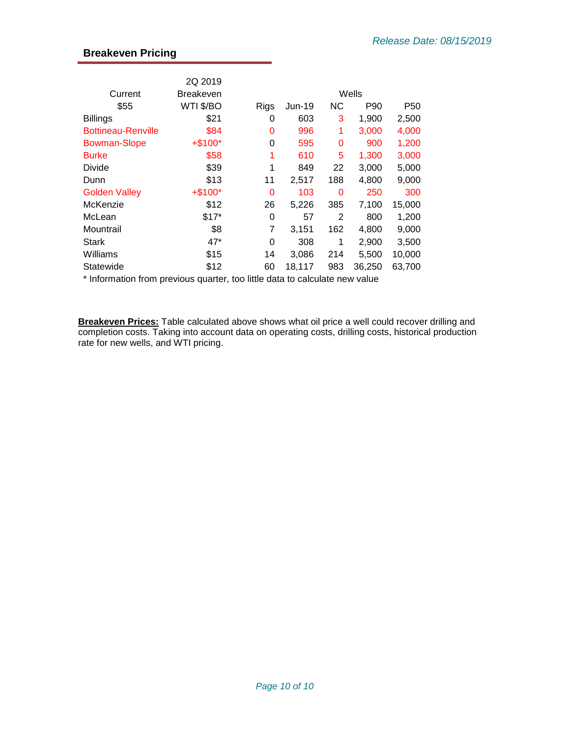*Release Date: 08/15/2019*

## Breakeven Pricing

| Current $55 | 2Q 2019 Breakeven WTI $/BO | Rigs | Wells Jun-19 | NC | P90 | P50 |
|---|---|---|---|---|---|---|
| Billings | $21 | 0 | 603 | 3 | 1,900 | 2,500 |
| Bottineau-Renville | $84 | 0 | 996 | 1 | 3,000 | 4,000 |
| Bowman-Slope | +$100* | 0 | 595 | 0 | 900 | 1,200 |
| Burke | $58 | 1 | 610 | 5 | 1,300 | 3,000 |
| Divide | $39 | 1 | 849 | 22 | 3,000 | 5,000 |
| Dunn | $13 | 11 | 2,517 | 188 | 4,800 | 9,000 |
| Golden Valley | +$100* | 0 | 103 | 0 | 250 | 300 |
| McKenzie | $12 | 26 | 5,226 | 385 | 7,100 | 15,000 |
| McLean | $17* | 0 | 57 | 2 | 800 | 1,200 |
| Mountrail | $8 | 7 | 3,151 | 162 | 4,800 | 9,000 |
| Stark | 47* | 0 | 308 | 1 | 2,900 | 3,500 |
| Williams | $15 | 14 | 3,086 | 214 | 5,500 | 10,000 |
| Statewide | $12 | 60 | 18,117 | 983 | 36,250 | 63,700 |

* Information from previous quarter, too little data to calculate new value

**Breakeven Prices:** Table calculated above shows what oil price a well could recover drilling and completion costs. Taking into account data on operating costs, drilling costs, historical production rate for new wells, and WTI pricing.